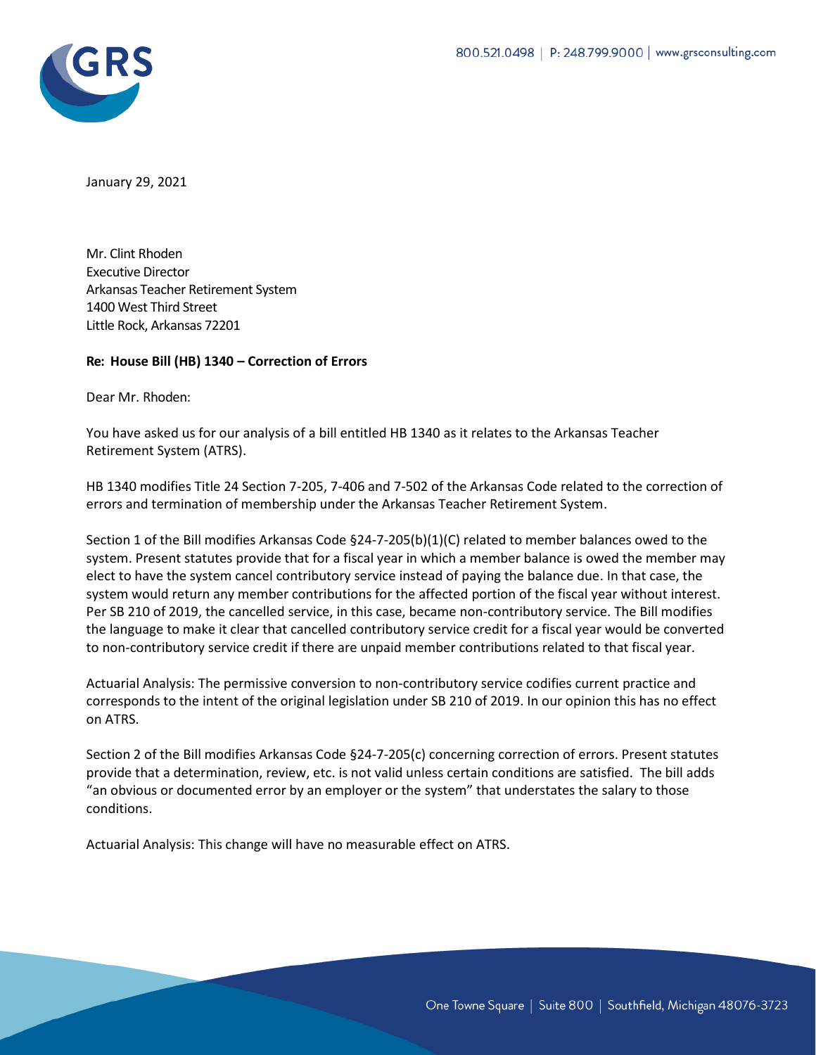January 29, 2021

Mr. Clint Rhoden
Executive Director
Arkansas Teacher Retirement System
1400 West Third Street
Little Rock, Arkansas 72201

**Re: House Bill (HB) 1340 – Correction of Errors**

Dear Mr. Rhoden:

You have asked us for our analysis of a bill entitled HB 1340 as it relates to the Arkansas Teacher Retirement System (ATRS).

HB 1340 modifies Title 24 Section 7-205, 7-406 and 7-502 of the Arkansas Code related to the correction of errors and termination of membership under the Arkansas Teacher Retirement System.

Section 1 of the Bill modifies Arkansas Code §24-7-205(b)(1)(C) related to member balances owed to the system. Present statutes provide that for a fiscal year in which a member balance is owed the member may elect to have the system cancel contributory service instead of paying the balance due. In that case, the system would return any member contributions for the affected portion of the fiscal year without interest. Per SB 210 of 2019, the cancelled service, in this case, became non-contributory service. The Bill modifies the language to make it clear that cancelled contributory service credit for a fiscal year would be converted to non-contributory service credit if there are unpaid member contributions related to that fiscal year.

Actuarial Analysis: The permissive conversion to non-contributory service codifies current practice and corresponds to the intent of the original legislation under SB 210 of 2019. In our opinion this has no effect on ATRS.

Section 2 of the Bill modifies Arkansas Code §24-7-205(c) concerning correction of errors. Present statutes provide that a determination, review, etc. is not valid unless certain conditions are satisfied. The bill adds "an obvious or documented error by an employer or the system" that understates the salary to those conditions.

Actuarial Analysis: This change will have no measurable effect on ATRS.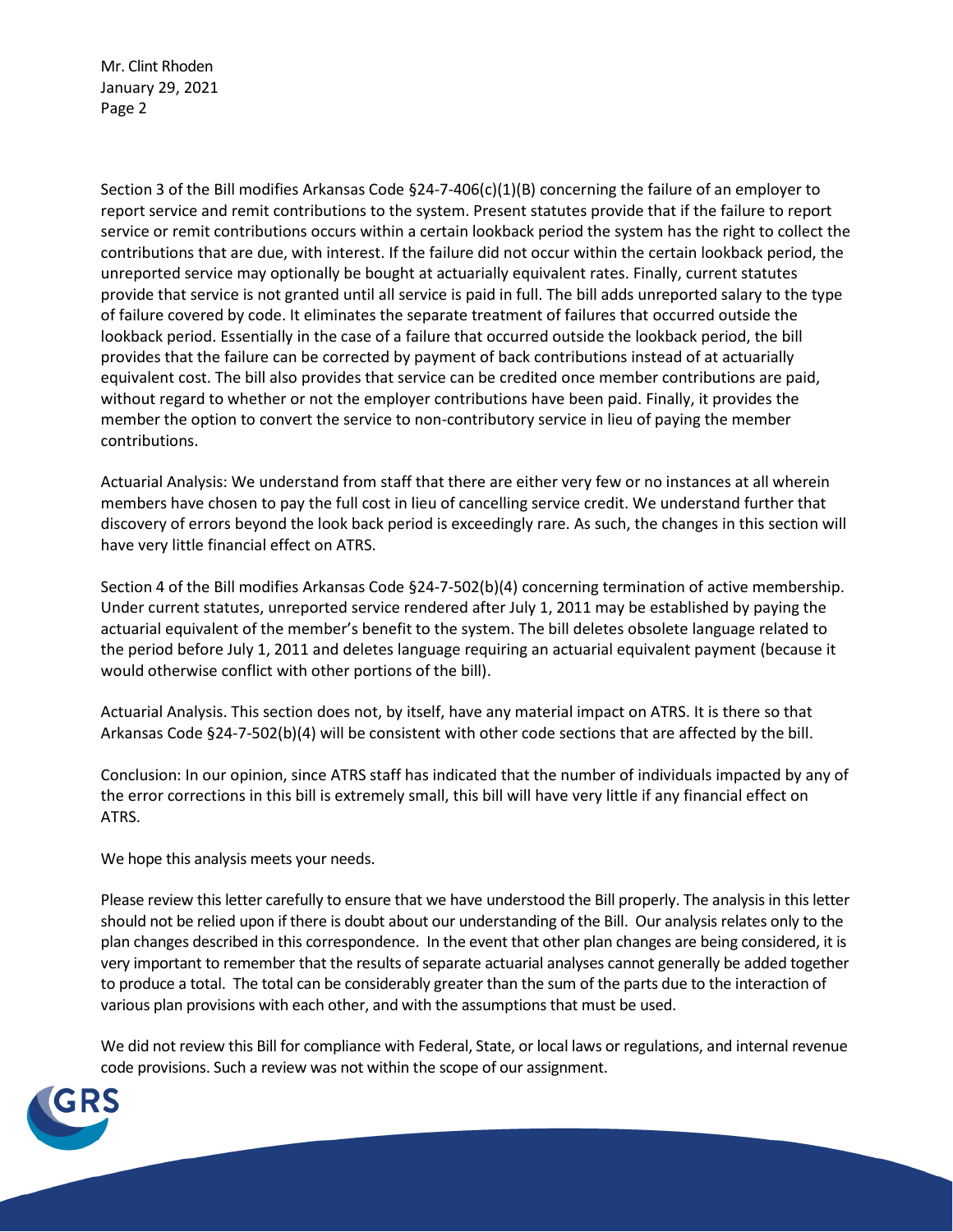Section 3 of the Bill modifies Arkansas Code §24-7-406(c)(1)(B) concerning the failure of an employer to report service and remit contributions to the system. Present statutes provide that if the failure to report service or remit contributions occurs within a certain lookback period the system has the right to collect the contributions that are due, with interest. If the failure did not occur within the certain lookback period, the unreported service may optionally be bought at actuarially equivalent rates. Finally, current statutes provide that service is not granted until all service is paid in full. The bill adds unreported salary to the type of failure covered by code. It eliminates the separate treatment of failures that occurred outside the lookback period. Essentially in the case of a failure that occurred outside the lookback period, the bill provides that the failure can be corrected by payment of back contributions instead of at actuarially equivalent cost. The bill also provides that service can be credited once member contributions are paid, without regard to whether or not the employer contributions have been paid. Finally, it provides the member the option to convert the service to non-contributory service in lieu of paying the member contributions.

Actuarial Analysis: We understand from staff that there are either very few or no instances at all wherein members have chosen to pay the full cost in lieu of cancelling service credit. We understand further that discovery of errors beyond the look back period is exceedingly rare. As such, the changes in this section will have very little financial effect on ATRS.

Section 4 of the Bill modifies Arkansas Code §24-7-502(b)(4) concerning termination of active membership. Under current statutes, unreported service rendered after July 1, 2011 may be established by paying the actuarial equivalent of the member's benefit to the system. The bill deletes obsolete language related to the period before July 1, 2011 and deletes language requiring an actuarial equivalent payment (because it would otherwise conflict with other portions of the bill).

Actuarial Analysis. This section does not, by itself, have any material impact on ATRS. It is there so that Arkansas Code §24-7-502(b)(4) will be consistent with other code sections that are affected by the bill.

Conclusion: In our opinion, since ATRS staff has indicated that the number of individuals impacted by any of the error corrections in this bill is extremely small, this bill will have very little if any financial effect on ATRS.

We hope this analysis meets your needs.

Please review this letter carefully to ensure that we have understood the Bill properly. The analysis in this letter should not be relied upon if there is doubt about our understanding of the Bill. Our analysis relates only to the plan changes described in this correspondence. In the event that other plan changes are being considered, it is very important to remember that the results of separate actuarial analyses cannot generally be added together to produce a total. The total can be considerably greater than the sum of the parts due to the interaction of various plan provisions with each other, and with the assumptions that must be used.

We did not review this Bill for compliance with Federal, State, or local laws or regulations, and internal revenue code provisions. Such a review was not within the scope of our assignment.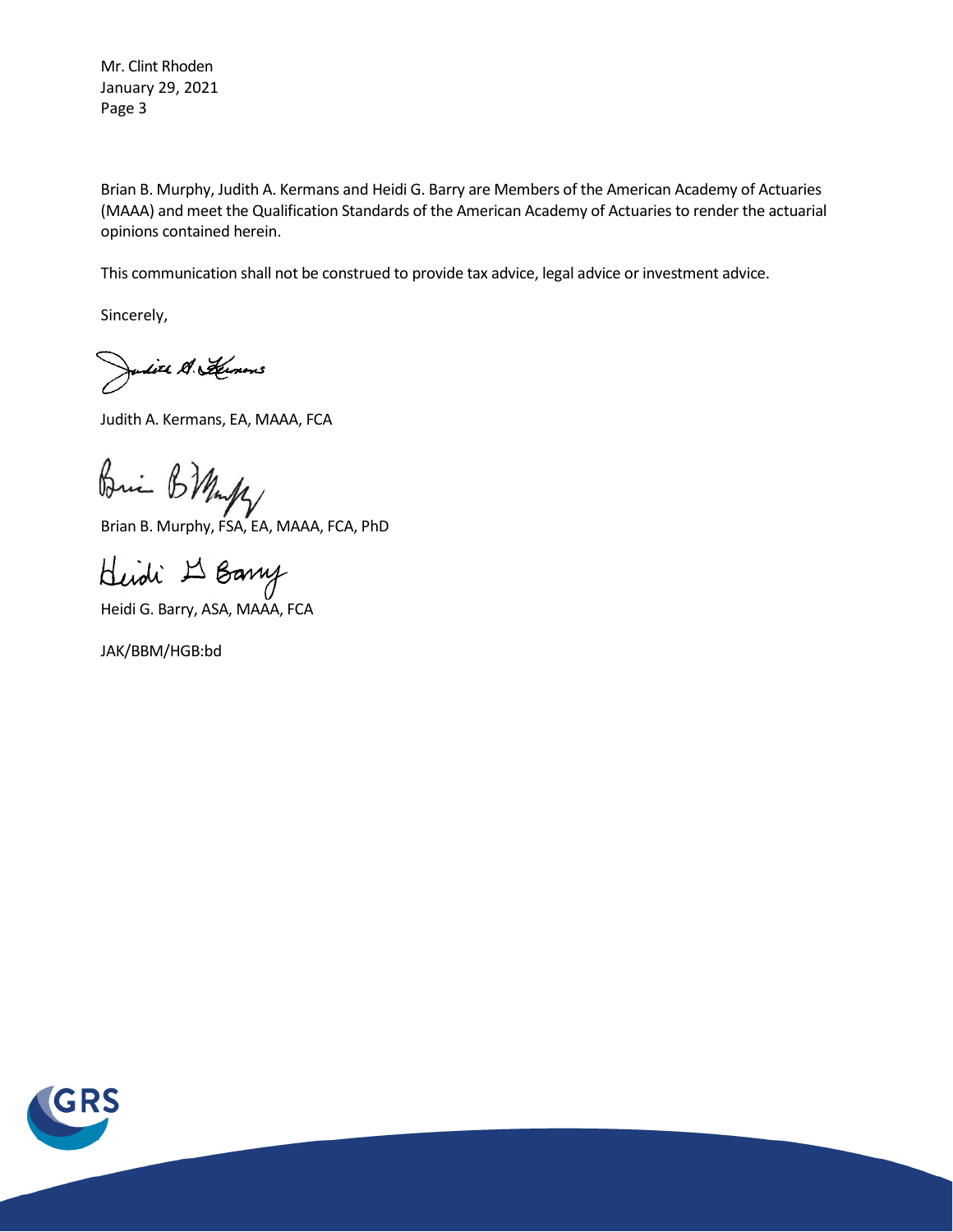Brian B. Murphy, Judith A. Kermans and Heidi G. Barry are Members of the American Academy of Actuaries (MAAA) and meet the Qualification Standards of the American Academy of Actuaries to render the actuarial opinions contained herein.

This communication shall not be construed to provide tax advice, legal advice or investment advice.

Sincerely,

Judith A. Kermans, EA, MAAA, FCA

Brian B. Murphy, FSA, EA, MAAA, FCA, PhD

Heidi G. Barry, ASA, MAAA, FCA

JAK/BBM/HGB:bd